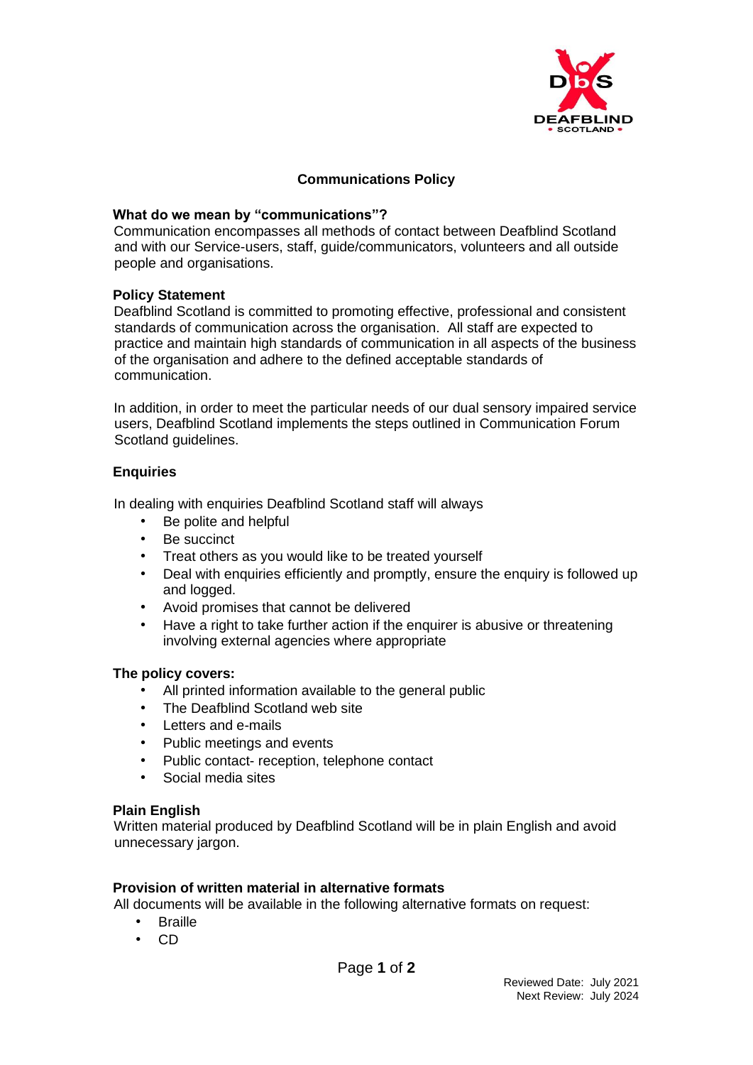# Communications Policy

## What do we mean by "communications"?

Communication encompasses all methods of contact between Deafblind Scotland and with our Service-users, staff, guide/communicators, volunteers and all outside people and organisations.

## Policy Statement

Deafblind Scotland is committed to promoting effective, professional and consistent standards of communication across the organisation. All staff are expected to practice and maintain high standards of communication in all aspects of the business of the organisation and adhere to the defined acceptable standards of communication.

In addition, in order to meet the particular needs of our dual sensory impaired service users, Deafblind Scotland implements the steps outlined in Communication Forum Scotland guidelines.

## Enquiries

In dealing with enquiries Deafblind Scotland staff will always

- Be polite and helpful
- Be succinct
- Treat others as you would like to be treated yourself
- Deal with enquiries efficiently and promptly, ensure the enquiry is followed up and logged.
- Avoid promises that cannot be delivered
- Have a right to take further action if the enquirer is abusive or threatening involving external agencies where appropriate

## The policy covers:

- All printed information available to the general public
- The Deafblind Scotland web site
- Letters and e-mails
- Public meetings and events
- Public contact- reception, telephone contact
- Social media sites

## Plain English

Written material produced by Deafblind Scotland will be in plain English and avoid unnecessary jargon.

## Provision of written material in alternative formats

All documents will be available in the following alternative formats on request:

- Braille
- CD

Reviewed Date: July 2021
Next Review: July 2024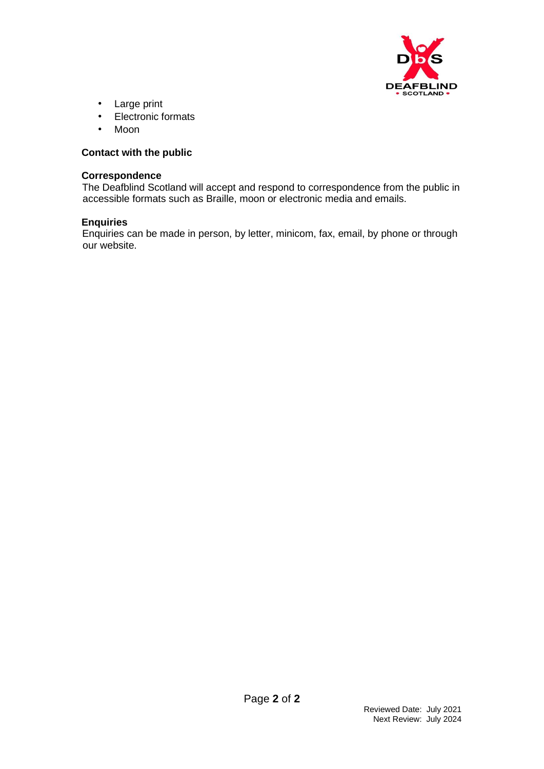- Large print
- Electronic formats
- Moon

**Contact with the public**

**Correspondence**

The Deafblind Scotland will accept and respond to correspondence from the public in accessible formats such as Braille, moon or electronic media and emails.

**Enquiries**

Enquiries can be made in person, by letter, minicom, fax, email, by phone or through our website.

Reviewed Date: July 2021
Next Review: July 2024